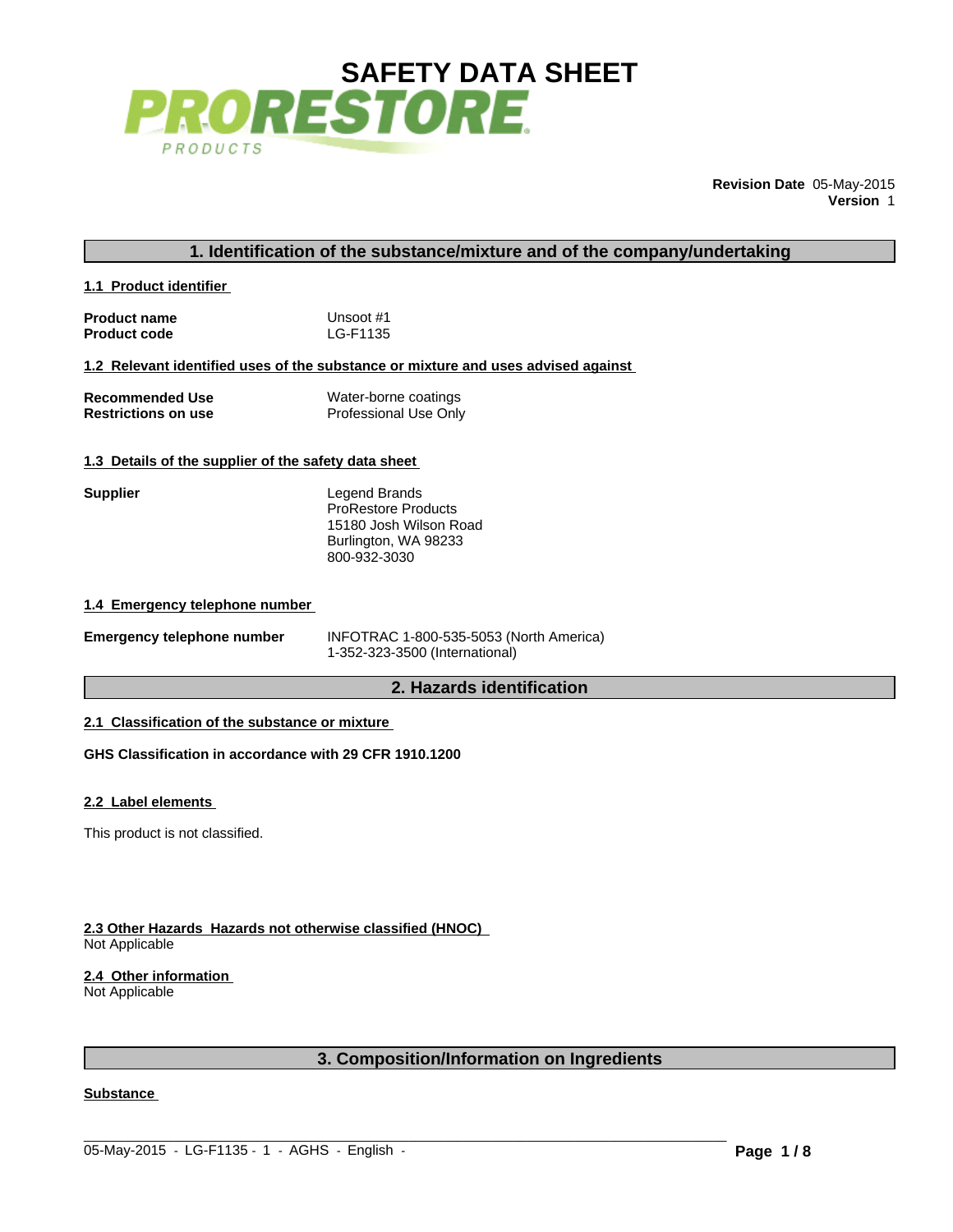# SAFETY DATA SHEET

PRORESTORE PRODUCTS

**Revision Date** 05-May-2015
**Version** 1

## 1. Identification of the substance/mixture and of the company/undertaking

### 1.1 Product identifier

| | |
|---|---|
| **Product name** | Unsoot #1 |
| **Product code** | LG-F1135 |

### 1.2 Relevant identified uses of the substance or mixture and uses advised against

| | |
|---|---|
| **Recommended Use** | Water-borne coatings |
| **Restrictions on use** | Professional Use Only |

### 1.3 Details of the supplier of the safety data sheet

**Supplier**

Legend Brands
ProRestore Products
15180 Josh Wilson Road
Burlington, WA 98233
800-932-3030

### 1.4 Emergency telephone number

**Emergency telephone number**

INFOTRAC 1-800-535-5053 (North America)
1-352-323-3500 (International)

## 2. Hazards identification

### 2.1 Classification of the substance or mixture

**GHS Classification in accordance with 29 CFR 1910.1200**

### 2.2 Label elements

This product is not classified.

### 2.3 Other Hazards Hazards not otherwise classified (HNOC)

Not Applicable

### 2.4 Other information

Not Applicable

## 3. Composition/Information on Ingredients

### Substance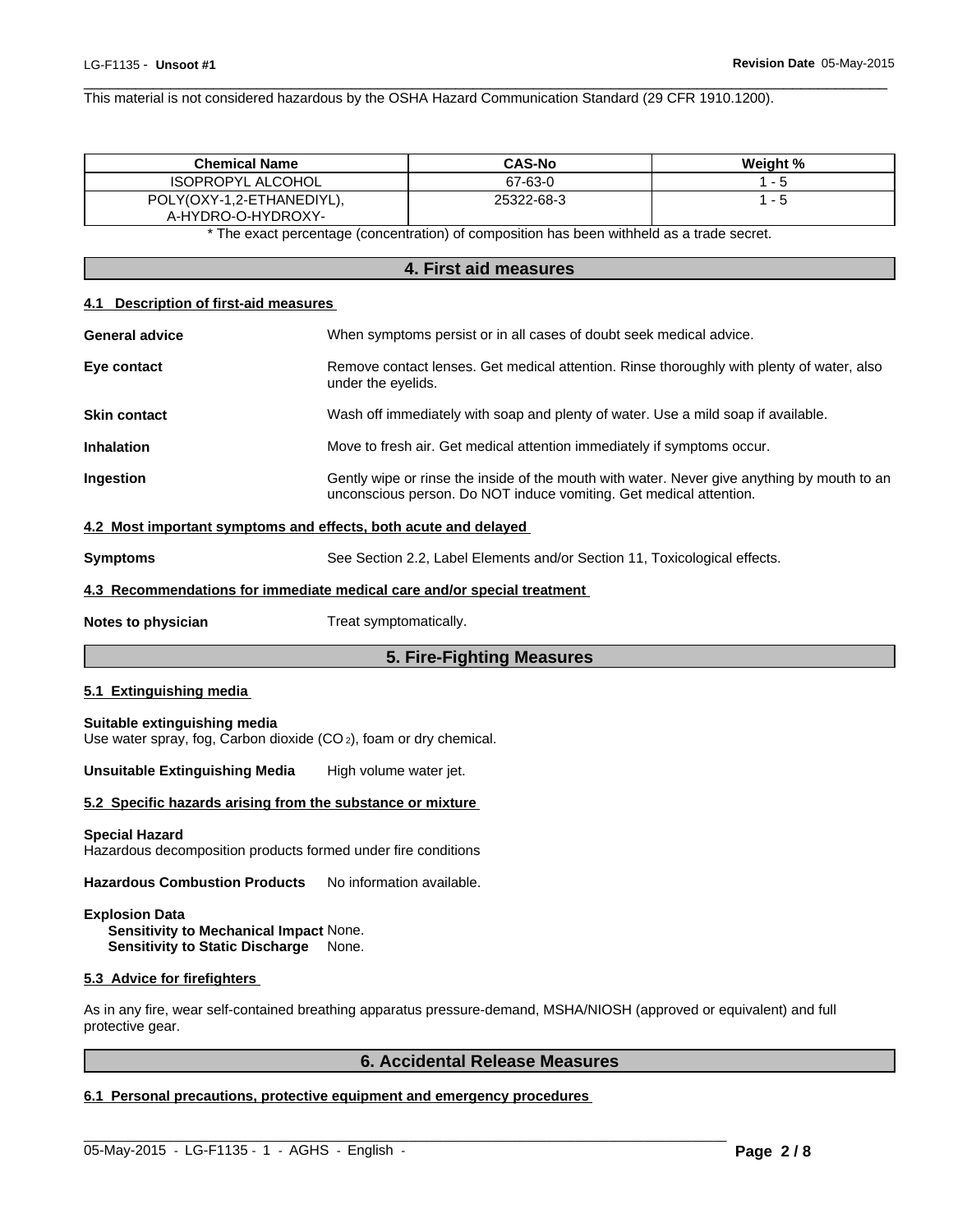This material is not considered hazardous by the OSHA Hazard Communication Standard (29 CFR 1910.1200).

| Chemical Name | CAS-No | Weight % |
|---|---|---|
| ISOPROPYL ALCOHOL | 67-63-0 | 1 - 5 |
| POLY(OXY-1,2-ETHANEDIYL), A-HYDRO-O-HYDROXY- | 25322-68-3 | 1 - 5 |

* The exact percentage (concentration) of composition has been withheld as a trade secret.

## 4. First aid measures

### 4.1 Description of first-aid measures

**General advice** When symptoms persist or in all cases of doubt seek medical advice.

**Eye contact** Remove contact lenses. Get medical attention. Rinse thoroughly with plenty of water, also under the eyelids.

**Skin contact** Wash off immediately with soap and plenty of water. Use a mild soap if available.

**Inhalation** Move to fresh air. Get medical attention immediately if symptoms occur.

**Ingestion** Gently wipe or rinse the inside of the mouth with water. Never give anything by mouth to an unconscious person. Do NOT induce vomiting. Get medical attention.

### 4.2 Most important symptoms and effects, both acute and delayed

**Symptoms** See Section 2.2, Label Elements and/or Section 11, Toxicological effects.

### 4.3 Recommendations for immediate medical care and/or special treatment

**Notes to physician** Treat symptomatically.

## 5. Fire-Fighting Measures

### 5.1 Extinguishing media

**Suitable extinguishing media**
Use water spray, fog, Carbon dioxide ($CO_2$), foam or dry chemical.

**Unsuitable Extinguishing Media** High volume water jet.

### 5.2 Specific hazards arising from the substance or mixture

**Special Hazard**
Hazardous decomposition products formed under fire conditions

**Hazardous Combustion Products** No information available.

**Explosion Data**
- **Sensitivity to Mechanical Impact** None.
- **Sensitivity to Static Discharge** None.

### 5.3 Advice for firefighters

As in any fire, wear self-contained breathing apparatus pressure-demand, MSHA/NIOSH (approved or equivalent) and full protective gear.

## 6. Accidental Release Measures

### 6.1 Personal precautions, protective equipment and emergency procedures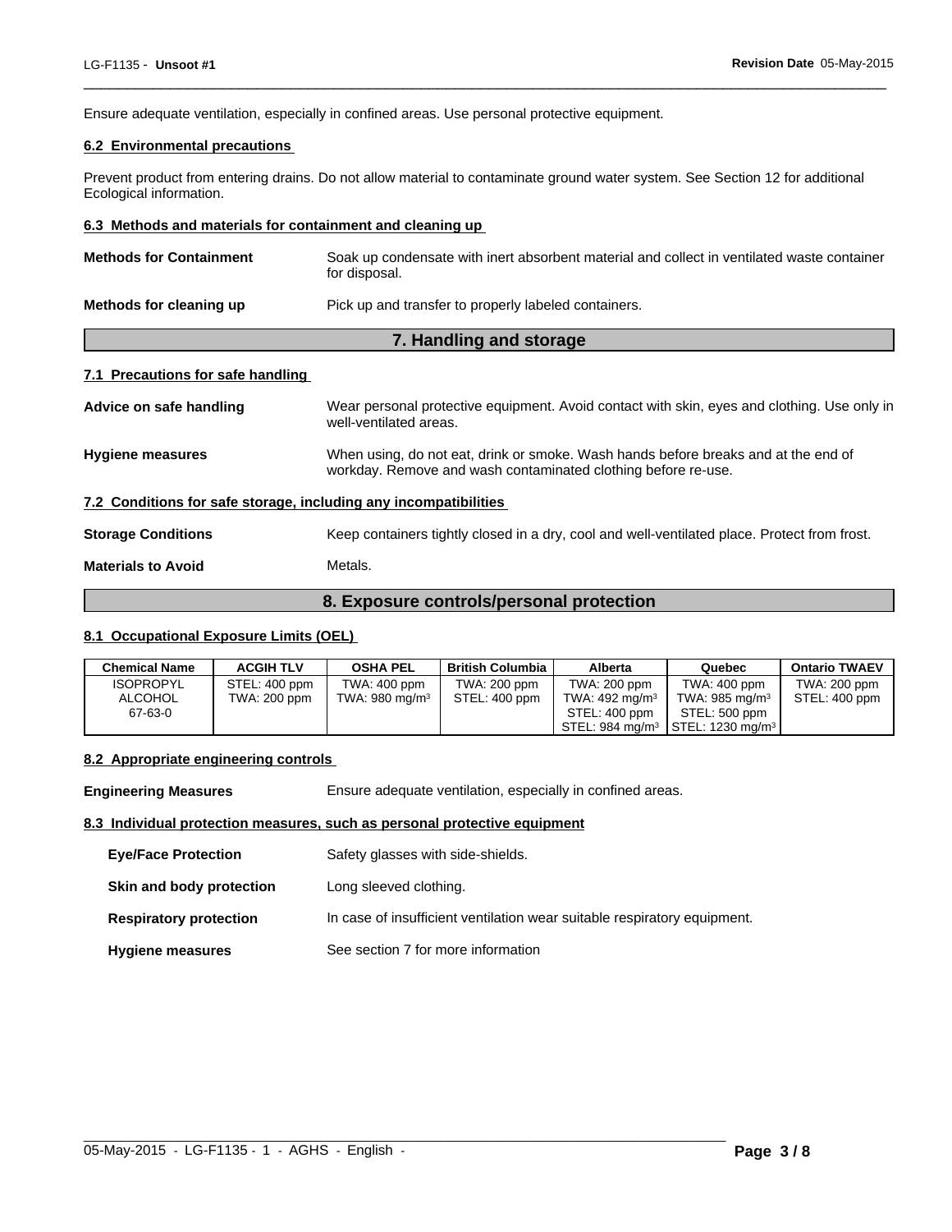Ensure adequate ventilation, especially in confined areas. Use personal protective equipment.

### 6.2 Environmental precautions

Prevent product from entering drains. Do not allow material to contaminate ground water system. See Section 12 for additional Ecological information.

### 6.3 Methods and materials for containment and cleaning up

**Methods for Containment** Soak up condensate with inert absorbent material and collect in ventilated waste container for disposal.

**Methods for cleaning up** Pick up and transfer to properly labeled containers.

## 7. Handling and storage

### 7.1 Precautions for safe handling

**Advice on safe handling** Wear personal protective equipment. Avoid contact with skin, eyes and clothing. Use only in well-ventilated areas.

**Hygiene measures** When using, do not eat, drink or smoke. Wash hands before breaks and at the end of workday. Remove and wash contaminated clothing before re-use.

### 7.2 Conditions for safe storage, including any incompatibilities

**Storage Conditions** Keep containers tightly closed in a dry, cool and well-ventilated place. Protect from frost.

**Materials to Avoid** Metals.

## 8. Exposure controls/personal protection

### 8.1 Occupational Exposure Limits (OEL)

| Chemical Name | ACGIH TLV | OSHA PEL | British Columbia | Alberta | Quebec | Ontario TWAEV |
|---|---|---|---|---|---|---|
| ISOPROPYL ALCOHOL 67-63-0 | STEL: 400 ppm TWA: 200 ppm | TWA: 400 ppm TWA: 980 mg/m³ | TWA: 200 ppm STEL: 400 ppm | TWA: 200 ppm TWA: 492 mg/m³ STEL: 400 ppm STEL: 984 mg/m³ | TWA: 400 ppm TWA: 985 mg/m³ STEL: 500 ppm STEL: 1230 mg/m³ | TWA: 200 ppm STEL: 400 ppm |

### 8.2 Appropriate engineering controls

**Engineering Measures** Ensure adequate ventilation, especially in confined areas.

### 8.3 Individual protection measures, such as personal protective equipment

**Eye/Face Protection** Safety glasses with side-shields.

**Skin and body protection** Long sleeved clothing.

**Respiratory protection** In case of insufficient ventilation wear suitable respiratory equipment.

**Hygiene measures** See section 7 for more information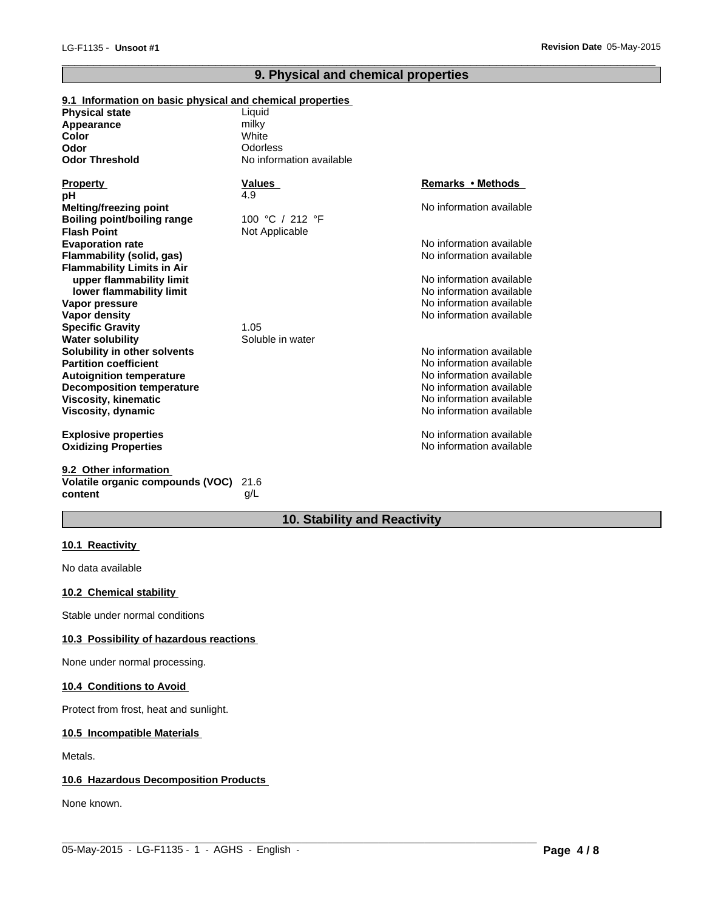## 9. Physical and chemical properties

### 9.1 Information on basic physical and chemical properties

| | |
|---|---|
| **Physical state** | Liquid |
| **Appearance** | milky |
| **Color** | White |
| **Odor** | Odorless |
| **Odor Threshold** | No information available |

| **Property** | **Values** | **Remarks • Methods** |
|---|---|---|
| **pH** | 4.9 | |
| **Melting/freezing point** | | No information available |
| **Boiling point/boiling range** | 100 °C / 212 °F | |
| **Flash Point** | Not Applicable | |
| **Evaporation rate** | | No information available |
| **Flammability (solid, gas)** | | No information available |
| **Flammability Limits in Air** | | |
| **upper flammability limit** | | No information available |
| **lower flammability limit** | | No information available |
| **Vapor pressure** | | No information available |
| **Vapor density** | | No information available |
| **Specific Gravity** | 1.05 | |
| **Water solubility** | Soluble in water | |
| **Solubility in other solvents** | | No information available |
| **Partition coefficient** | | No information available |
| **Autoignition temperature** | | No information available |
| **Decomposition temperature** | | No information available |
| **Viscosity, kinematic** | | No information available |
| **Viscosity, dynamic** | | No information available |
| **Explosive properties** | | No information available |
| **Oxidizing Properties** | | No information available |

### 9.2 Other information

| | |
|---|---|
| **Volatile organic compounds (VOC) content** | 21.6 g/L |

## 10. Stability and Reactivity

### 10.1 Reactivity

No data available

### 10.2 Chemical stability

Stable under normal conditions

### 10.3 Possibility of hazardous reactions

None under normal processing.

### 10.4 Conditions to Avoid

Protect from frost, heat and sunlight.

### 10.5 Incompatible Materials

Metals.

### 10.6 Hazardous Decomposition Products

None known.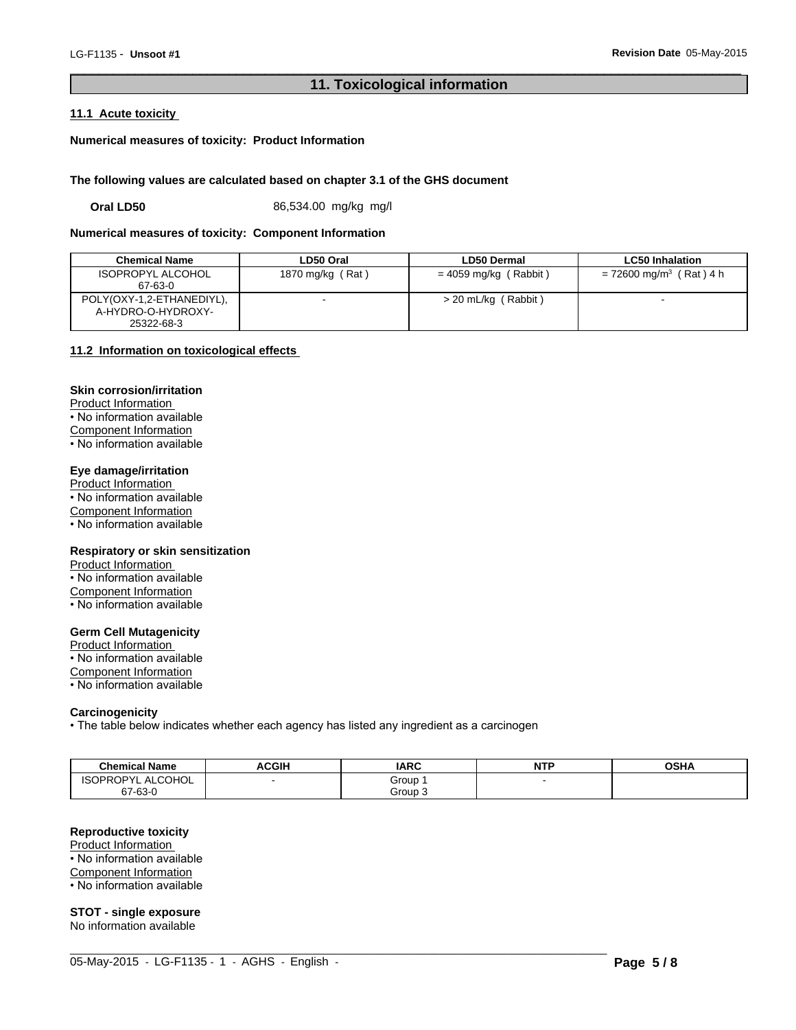## 11. Toxicological information

### 11.1 Acute toxicity

**Numerical measures of toxicity: Product Information**

**The following values are calculated based on chapter 3.1 of the GHS document**

**Oral LD50** 86,534.00 mg/kg mg/l

**Numerical measures of toxicity: Component Information**

| Chemical Name | LD50 Oral | LD50 Dermal | LC50 Inhalation |
|---|---|---|---|
| ISOPROPYL ALCOHOL 67-63-0 | 1870 mg/kg ( Rat ) | = 4059 mg/kg ( Rabbit ) | = 72600 mg/m$^3$ ( Rat ) 4 h |
| POLY(OXY-1,2-ETHANEDIYL), A-HYDRO-O-HYDROXY- 25322-68-3 | - | > 20 mL/kg ( Rabbit ) | - |

### 11.2 Information on toxicological effects

**Skin corrosion/irritation**

Product Information
- No information available

Component Information
- No information available

**Eye damage/irritation**

Product Information
- No information available

Component Information
- No information available

**Respiratory or skin sensitization**

Product Information
- No information available

Component Information
- No information available

**Germ Cell Mutagenicity**

Product Information
- No information available

Component Information
- No information available

**Carcinogenicity**
- The table below indicates whether each agency has listed any ingredient as a carcinogen

| Chemical Name | ACGIH | IARC | NTP | OSHA |
|---|---|---|---|---|
| ISOPROPYL ALCOHOL 67-63-0 | - | Group 1 Group 3 | - | |

**Reproductive toxicity**

Product Information
- No information available

Component Information
- No information available

**STOT - single exposure**

No information available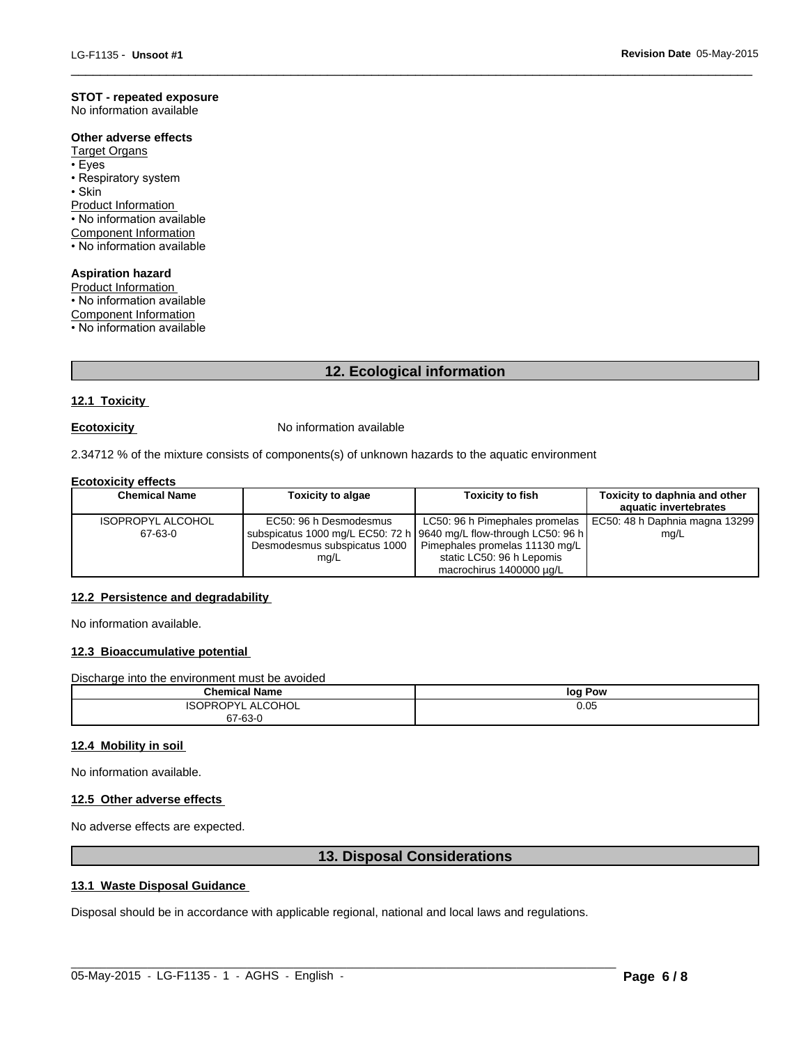**STOT - repeated exposure**
No information available

**Other adverse effects**
Target Organs
• Eyes
• Respiratory system
• Skin
Product Information
• No information available
Component Information
• No information available

**Aspiration hazard**
Product Information
• No information available
Component Information
• No information available

## 12. Ecological information

### 12.1 Toxicity

**Ecotoxicity** No information available

2.34712 % of the mixture consists of components(s) of unknown hazards to the aquatic environment

**Ecotoxicity effects**

| Chemical Name | Toxicity to algae | Toxicity to fish | Toxicity to daphnia and other aquatic invertebrates |
|---|---|---|---|
| ISOPROPYL ALCOHOL 67-63-0 | EC50: 96 h Desmodesmus subspicatus 1000 mg/L EC50: 72 h Desmodesmus subspicatus 1000 mg/L | LC50: 96 h Pimephales promelas 9640 mg/L flow-through LC50: 96 h Pimephales promelas 11130 mg/L static LC50: 96 h Lepomis macrochirus 1400000 µg/L | EC50: 48 h Daphnia magna 13299 mg/L |

### 12.2 Persistence and degradability

No information available.

### 12.3 Bioaccumulative potential

Discharge into the environment must be avoided

| Chemical Name | log Pow |
|---|---|
| ISOPROPYL ALCOHOL 67-63-0 | 0.05 |

### 12.4 Mobility in soil

No information available.

### 12.5 Other adverse effects

No adverse effects are expected.

## 13. Disposal Considerations

### 13.1 Waste Disposal Guidance

Disposal should be in accordance with applicable regional, national and local laws and regulations.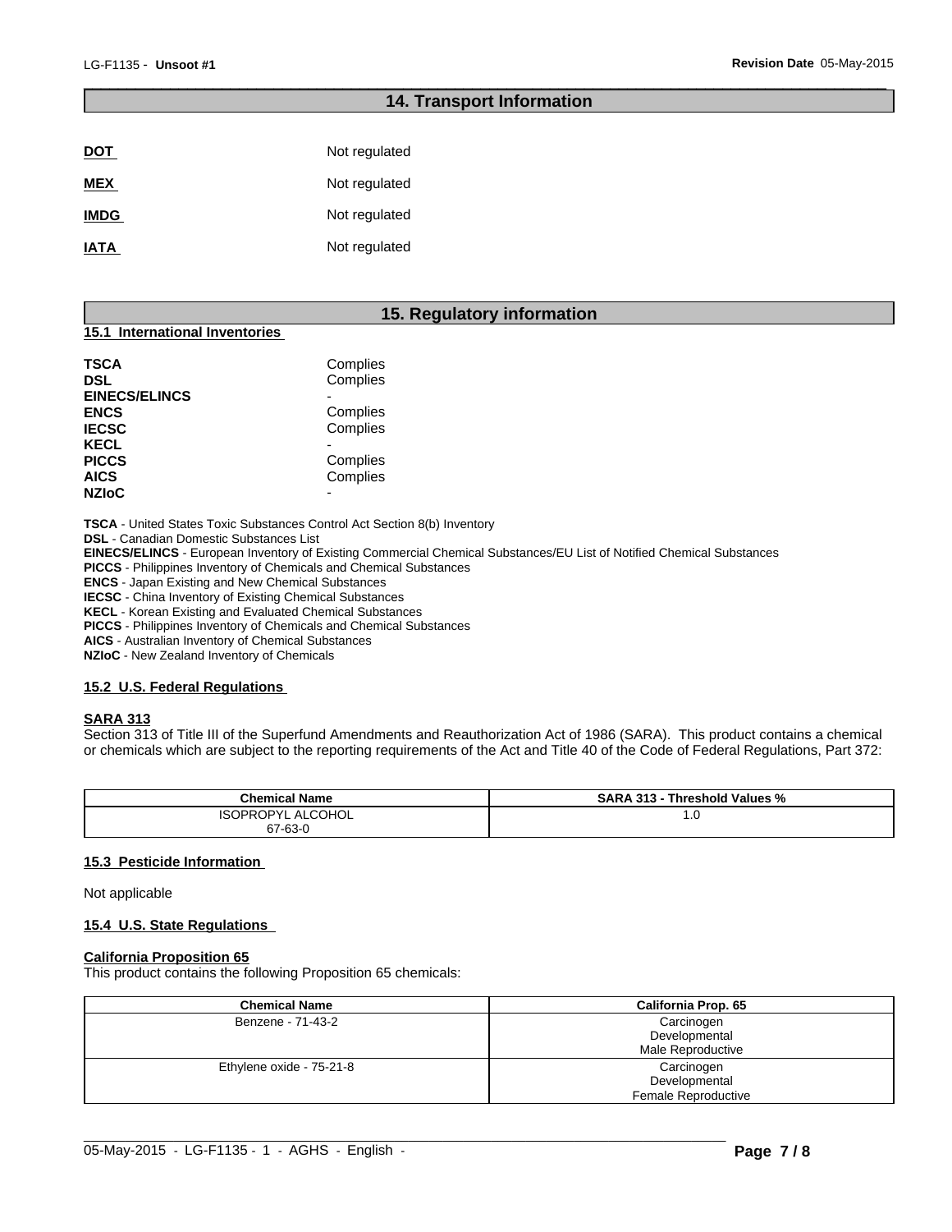## 14. Transport Information

| | |
|---|---|
| **DOT** | Not regulated |
| **MEX** | Not regulated |
| **IMDG** | Not regulated |
| **IATA** | Not regulated |

## 15. Regulatory information

### 15.1 International Inventories

| | |
|---|---|
| **TSCA** | Complies |
| **DSL** | Complies |
| **EINECS/ELINCS** | - |
| **ENCS** | Complies |
| **IECSC** | Complies |
| **KECL** | - |
| **PICCS** | Complies |
| **AICS** | Complies |
| **NZIoC** | - |

**TSCA** - United States Toxic Substances Control Act Section 8(b) Inventory
**DSL** - Canadian Domestic Substances List
**EINECS/ELINCS** - European Inventory of Existing Commercial Chemical Substances/EU List of Notified Chemical Substances
**PICCS** - Philippines Inventory of Chemicals and Chemical Substances
**ENCS** - Japan Existing and New Chemical Substances
**IECSC** - China Inventory of Existing Chemical Substances
**KECL** - Korean Existing and Evaluated Chemical Substances
**PICCS** - Philippines Inventory of Chemicals and Chemical Substances
**AICS** - Australian Inventory of Chemical Substances
**NZIoC** - New Zealand Inventory of Chemicals

### 15.2 U.S. Federal Regulations

**SARA 313**

Section 313 of Title III of the Superfund Amendments and Reauthorization Act of 1986 (SARA). This product contains a chemical or chemicals which are subject to the reporting requirements of the Act and Title 40 of the Code of Federal Regulations, Part 372:

| Chemical Name | SARA 313 - Threshold Values % |
|---|---|
| ISOPROPYL ALCOHOL 67-63-0 | 1.0 |

### 15.3 Pesticide Information

Not applicable

### 15.4 U.S. State Regulations

**California Proposition 65**

This product contains the following Proposition 65 chemicals:

| Chemical Name | California Prop. 65 |
|---|---|
| Benzene - 71-43-2 | Carcinogen Developmental Male Reproductive |
| Ethylene oxide - 75-21-8 | Carcinogen Developmental Female Reproductive |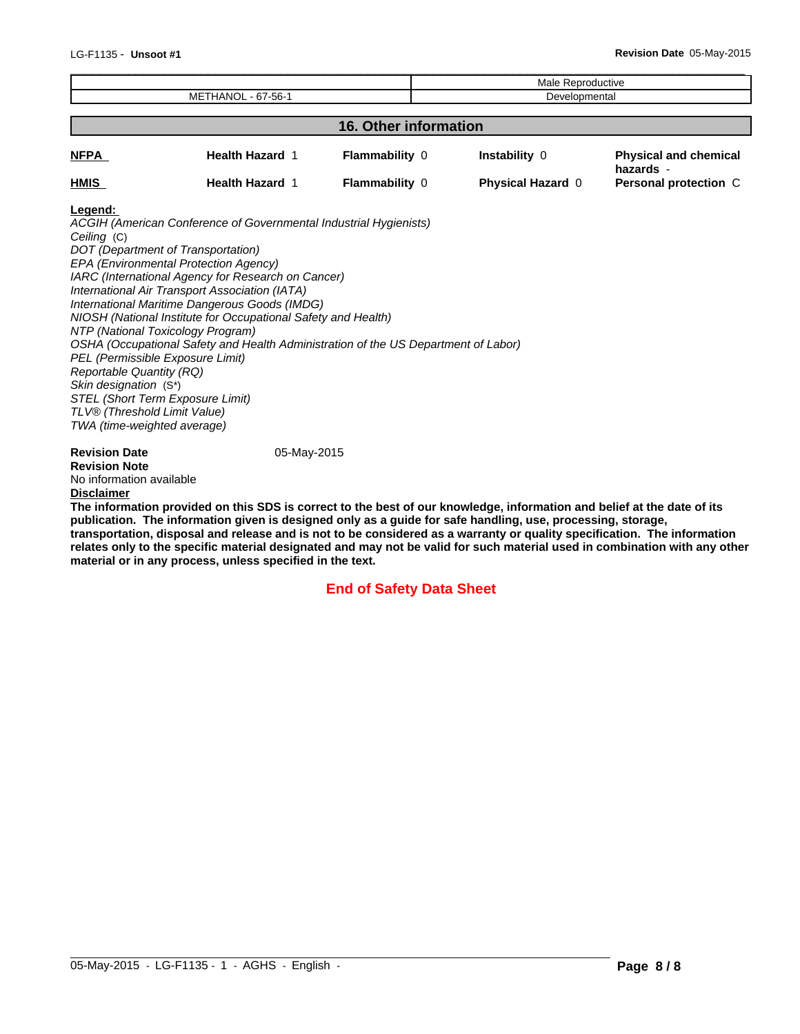| | |
|---|---|
| | Male Reproductive |
| METHANOL - 67-56-1 | Developmental |

## 16. Other information

| | | | | |
|---|---|---|---|---|
| **NFPA** | **Health Hazard** 1 | **Flammability** 0 | **Instability** 0 | **Physical and chemical hazards** - |
| **HMIS** | **Health Hazard** 1 | **Flammability** 0 | **Physical Hazard** 0 | **Personal protection** C |

**Legend:**

*ACGIH (American Conference of Governmental Industrial Hygienists)*
*Ceiling* (C)
*DOT (Department of Transportation)*
*EPA (Environmental Protection Agency)*
*IARC (International Agency for Research on Cancer)*
*International Air Transport Association (IATA)*
*International Maritime Dangerous Goods (IMDG)*
*NIOSH (National Institute for Occupational Safety and Health)*
*NTP (National Toxicology Program)*
*OSHA (Occupational Safety and Health Administration of the US Department of Labor)*
*PEL (Permissible Exposure Limit)*
*Reportable Quantity (RQ)*
*Skin designation* (S*)
*STEL (Short Term Exposure Limit)*
*TLV® (Threshold Limit Value)*
*TWA (time-weighted average)*

**Revision Date** 05-May-2015
**Revision Note**
No information available

**Disclaimer**

**The information provided on this SDS is correct to the best of our knowledge, information and belief at the date of its publication. The information given is designed only as a guide for safe handling, use, processing, storage, transportation, disposal and release and is not to be considered as a warranty or quality specification. The information relates only to the specific material designated and may not be valid for such material used in combination with any other material or in any process, unless specified in the text.**

**End of Safety Data Sheet**